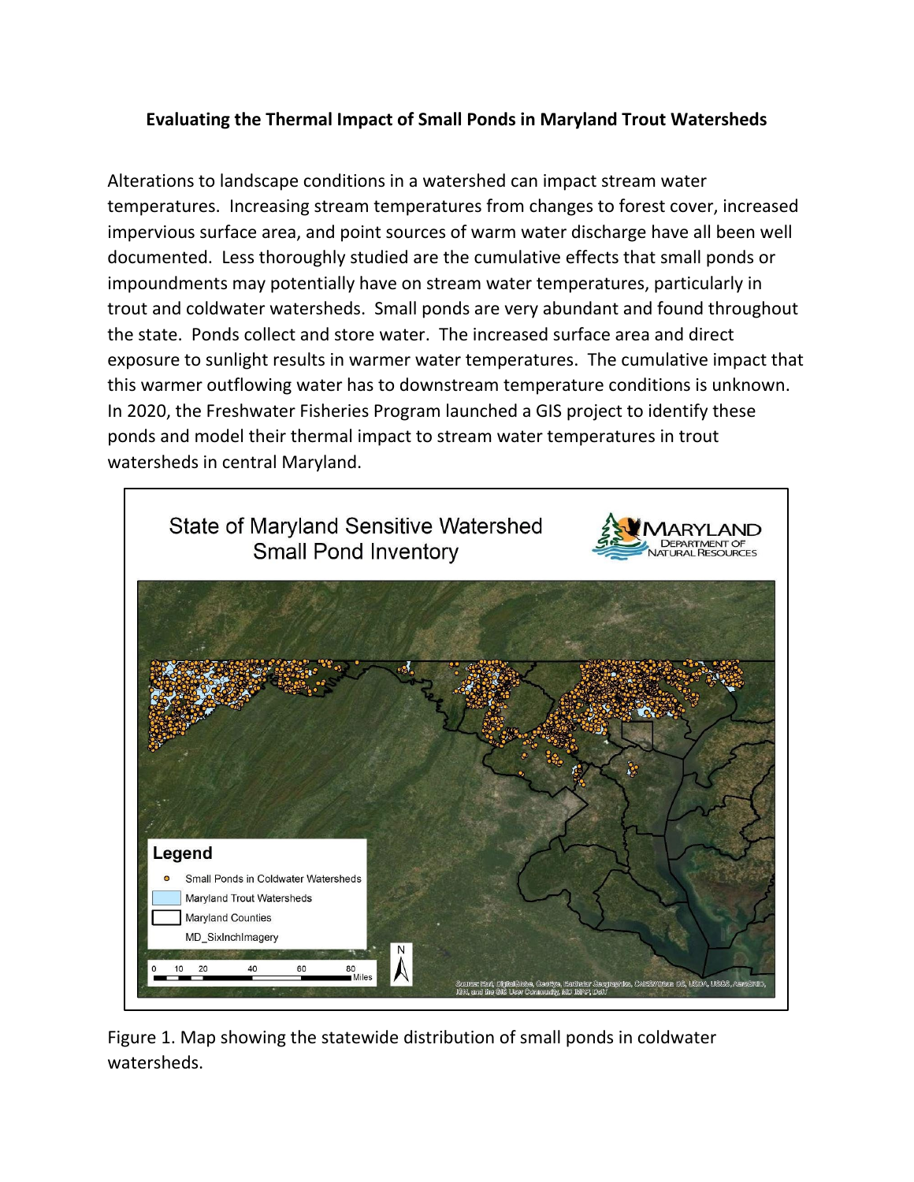# Evaluating the Thermal Impact of Small Ponds in Maryland Trout Watersheds

Alterations to landscape conditions in a watershed can impact stream water temperatures. Increasing stream temperatures from changes to forest cover, increased impervious surface area, and point sources of warm water discharge have all been well documented. Less thoroughly studied are the cumulative effects that small ponds or impoundments may potentially have on stream water temperatures, particularly in trout and coldwater watersheds. Small ponds are very abundant and found throughout the state. Ponds collect and store water. The increased surface area and direct exposure to sunlight results in warmer water temperatures. The cumulative impact that this warmer outflowing water has to downstream temperature conditions is unknown. In 2020, the Freshwater Fisheries Program launched a GIS project to identify these ponds and model their thermal impact to stream water temperatures in trout watersheds in central Maryland.

Figure 1. Map showing the statewide distribution of small ponds in coldwater watersheds.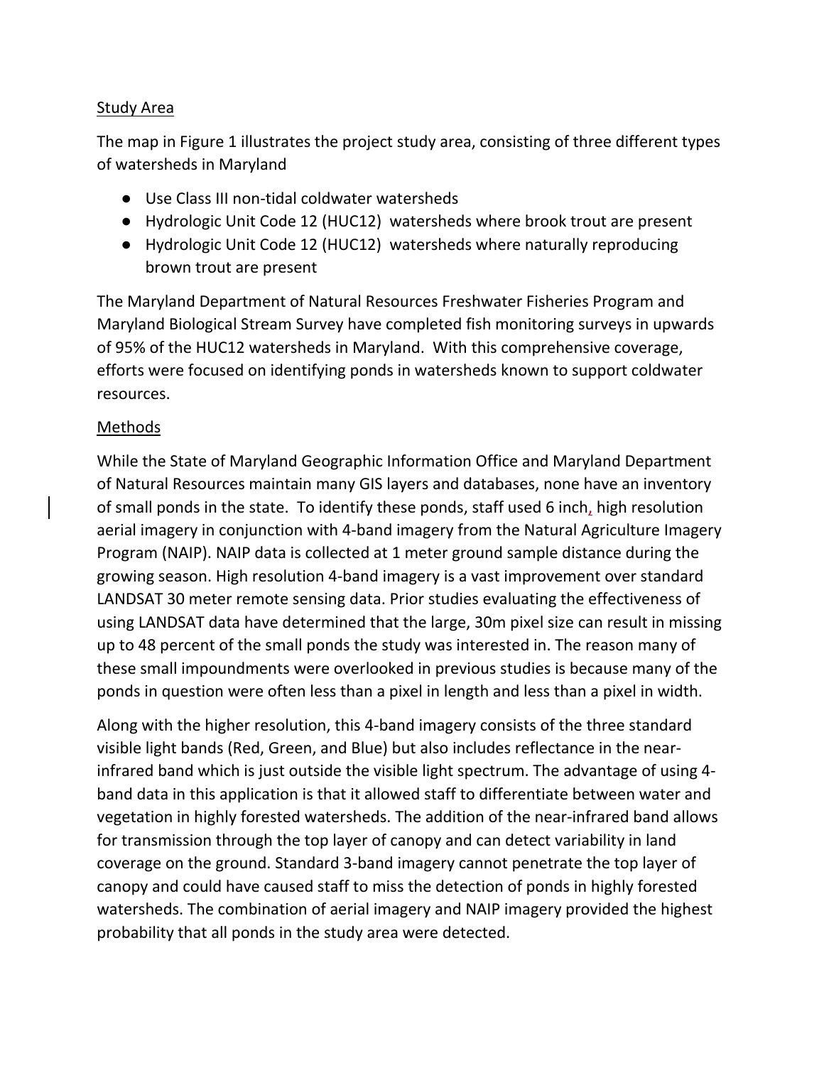## Study Area

The map in Figure 1 illustrates the project study area, consisting of three different types of watersheds in Maryland

- Use Class III non-tidal coldwater watersheds
- Hydrologic Unit Code 12 (HUC12) watersheds where brook trout are present
- Hydrologic Unit Code 12 (HUC12) watersheds where naturally reproducing brown trout are present

The Maryland Department of Natural Resources Freshwater Fisheries Program and Maryland Biological Stream Survey have completed fish monitoring surveys in upwards of 95% of the HUC12 watersheds in Maryland. With this comprehensive coverage, efforts were focused on identifying ponds in watersheds known to support coldwater resources.

## Methods

While the State of Maryland Geographic Information Office and Maryland Department of Natural Resources maintain many GIS layers and databases, none have an inventory of small ponds in the state. To identify these ponds, staff used 6 inch, high resolution aerial imagery in conjunction with 4-band imagery from the Natural Agriculture Imagery Program (NAIP). NAIP data is collected at 1 meter ground sample distance during the growing season. High resolution 4-band imagery is a vast improvement over standard LANDSAT 30 meter remote sensing data. Prior studies evaluating the effectiveness of using LANDSAT data have determined that the large, 30m pixel size can result in missing up to 48 percent of the small ponds the study was interested in. The reason many of these small impoundments were overlooked in previous studies is because many of the ponds in question were often less than a pixel in length and less than a pixel in width.

Along with the higher resolution, this 4-band imagery consists of the three standard visible light bands (Red, Green, and Blue) but also includes reflectance in the near-infrared band which is just outside the visible light spectrum. The advantage of using 4-band data in this application is that it allowed staff to differentiate between water and vegetation in highly forested watersheds. The addition of the near-infrared band allows for transmission through the top layer of canopy and can detect variability in land coverage on the ground. Standard 3-band imagery cannot penetrate the top layer of canopy and could have caused staff to miss the detection of ponds in highly forested watersheds. The combination of aerial imagery and NAIP imagery provided the highest probability that all ponds in the study area were detected.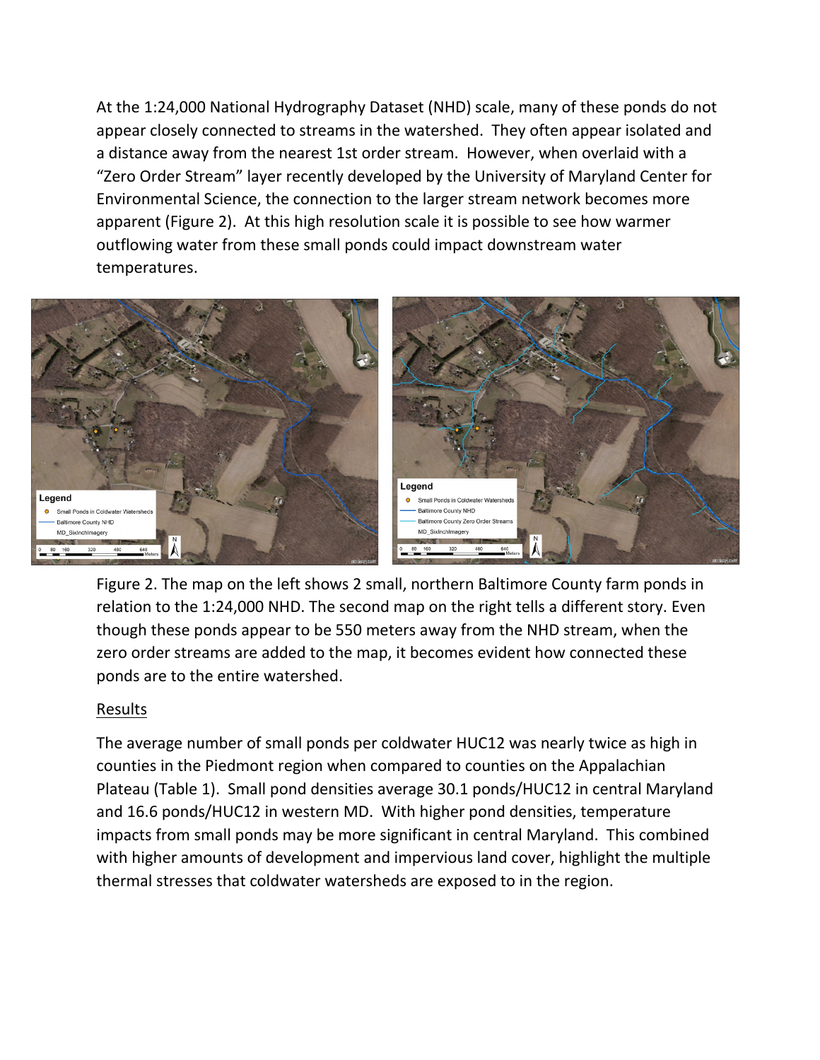At the 1:24,000 National Hydrography Dataset (NHD) scale, many of these ponds do not appear closely connected to streams in the watershed. They often appear isolated and a distance away from the nearest 1st order stream. However, when overlaid with a "Zero Order Stream" layer recently developed by the University of Maryland Center for Environmental Science, the connection to the larger stream network becomes more apparent (Figure 2). At this high resolution scale it is possible to see how warmer outflowing water from these small ponds could impact downstream water temperatures.

Figure 2. The map on the left shows 2 small, northern Baltimore County farm ponds in relation to the 1:24,000 NHD. The second map on the right tells a different story. Even though these ponds appear to be 550 meters away from the NHD stream, when the zero order streams are added to the map, it becomes evident how connected these ponds are to the entire watershed.

## Results

The average number of small ponds per coldwater HUC12 was nearly twice as high in counties in the Piedmont region when compared to counties on the Appalachian Plateau (Table 1). Small pond densities average 30.1 ponds/HUC12 in central Maryland and 16.6 ponds/HUC12 in western MD. With higher pond densities, temperature impacts from small ponds may be more significant in central Maryland. This combined with higher amounts of development and impervious land cover, highlight the multiple thermal stresses that coldwater watersheds are exposed to in the region.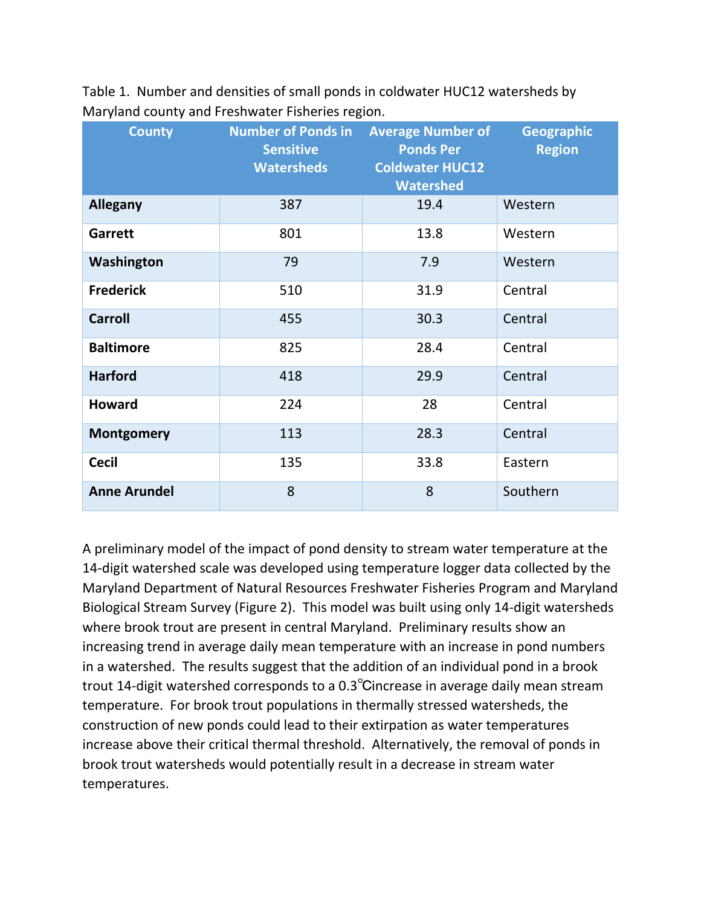Table 1. Number and densities of small ponds in coldwater HUC12 watersheds by Maryland county and Freshwater Fisheries region.

| County | Number of Ponds in Sensitive Watersheds | Average Number of Ponds Per Coldwater HUC12 Watershed | Geographic Region |
|---|---|---|---|
| **Allegany** | 387 | 19.4 | Western |
| **Garrett** | 801 | 13.8 | Western |
| **Washington** | 79 | 7.9 | Western |
| **Frederick** | 510 | 31.9 | Central |
| **Carroll** | 455 | 30.3 | Central |
| **Baltimore** | 825 | 28.4 | Central |
| **Harford** | 418 | 29.9 | Central |
| **Howard** | 224 | 28 | Central |
| **Montgomery** | 113 | 28.3 | Central |
| **Cecil** | 135 | 33.8 | Eastern |
| **Anne Arundel** | 8 | 8 | Southern |

A preliminary model of the impact of pond density to stream water temperature at the 14-digit watershed scale was developed using temperature logger data collected by the Maryland Department of Natural Resources Freshwater Fisheries Program and Maryland Biological Stream Survey (Figure 2). This model was built using only 14-digit watersheds where brook trout are present in central Maryland. Preliminary results show an increasing trend in average daily mean temperature with an increase in pond numbers in a watershed. The results suggest that the addition of an individual pond in a brook trout 14-digit watershed corresponds to a 0.3℃increase in average daily mean stream temperature. For brook trout populations in thermally stressed watersheds, the construction of new ponds could lead to their extirpation as water temperatures increase above their critical thermal threshold. Alternatively, the removal of ponds in brook trout watersheds would potentially result in a decrease in stream water temperatures.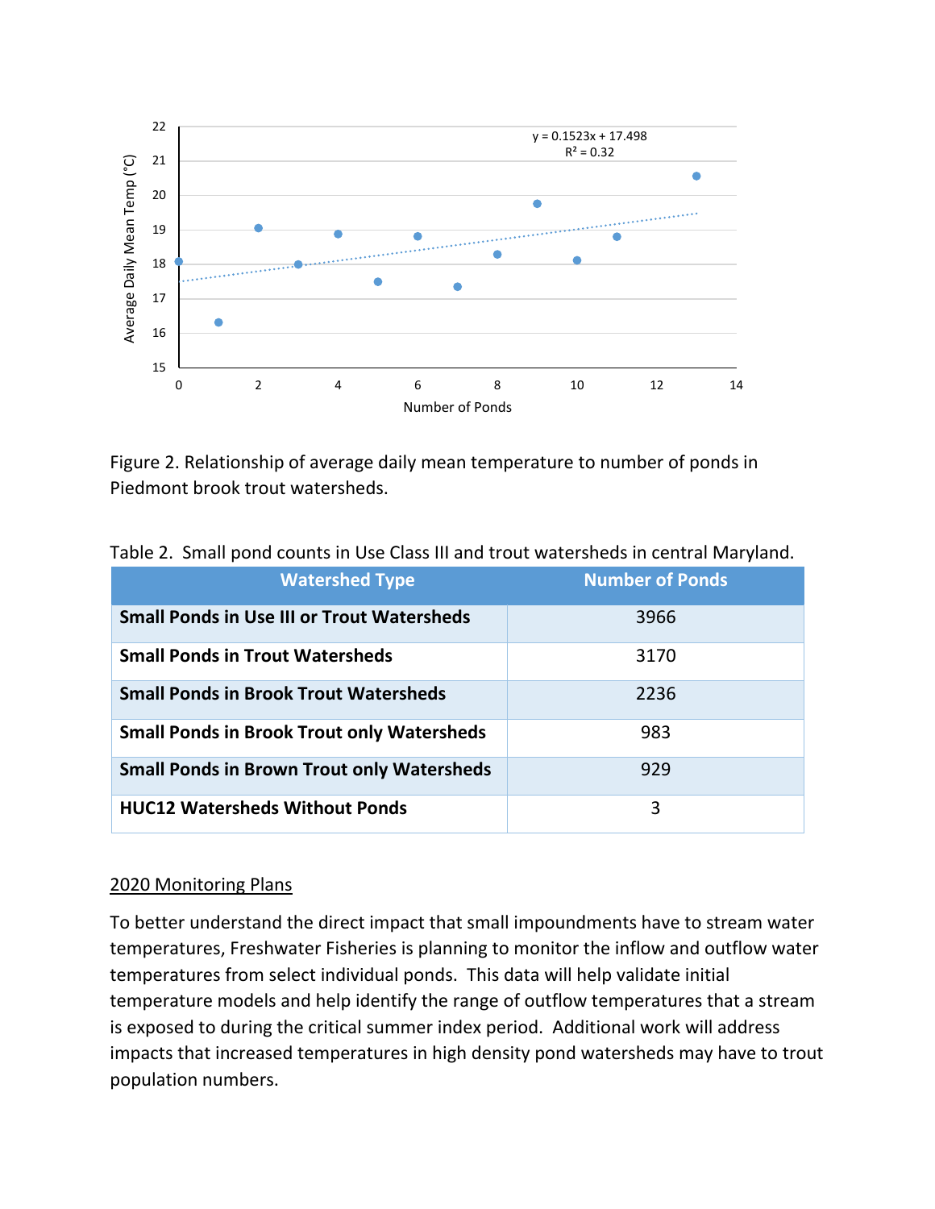Figure 2. Relationship of average daily mean temperature to number of ponds in Piedmont brook trout watersheds.

Table 2. Small pond counts in Use Class III and trout watersheds in central Maryland.

| Watershed Type | Number of Ponds |
|---|---|
| **Small Ponds in Use III or Trout Watersheds** | 3966 |
| **Small Ponds in Trout Watersheds** | 3170 |
| **Small Ponds in Brook Trout Watersheds** | 2236 |
| **Small Ponds in Brook Trout only Watersheds** | 983 |
| **Small Ponds in Brown Trout only Watersheds** | 929 |
| **HUC12 Watersheds Without Ponds** | 3 |

<u>2020 Monitoring Plans</u>

To better understand the direct impact that small impoundments have to stream water temperatures, Freshwater Fisheries is planning to monitor the inflow and outflow water temperatures from select individual ponds. This data will help validate initial temperature models and help identify the range of outflow temperatures that a stream is exposed to during the critical summer index period. Additional work will address impacts that increased temperatures in high density pond watersheds may have to trout population numbers.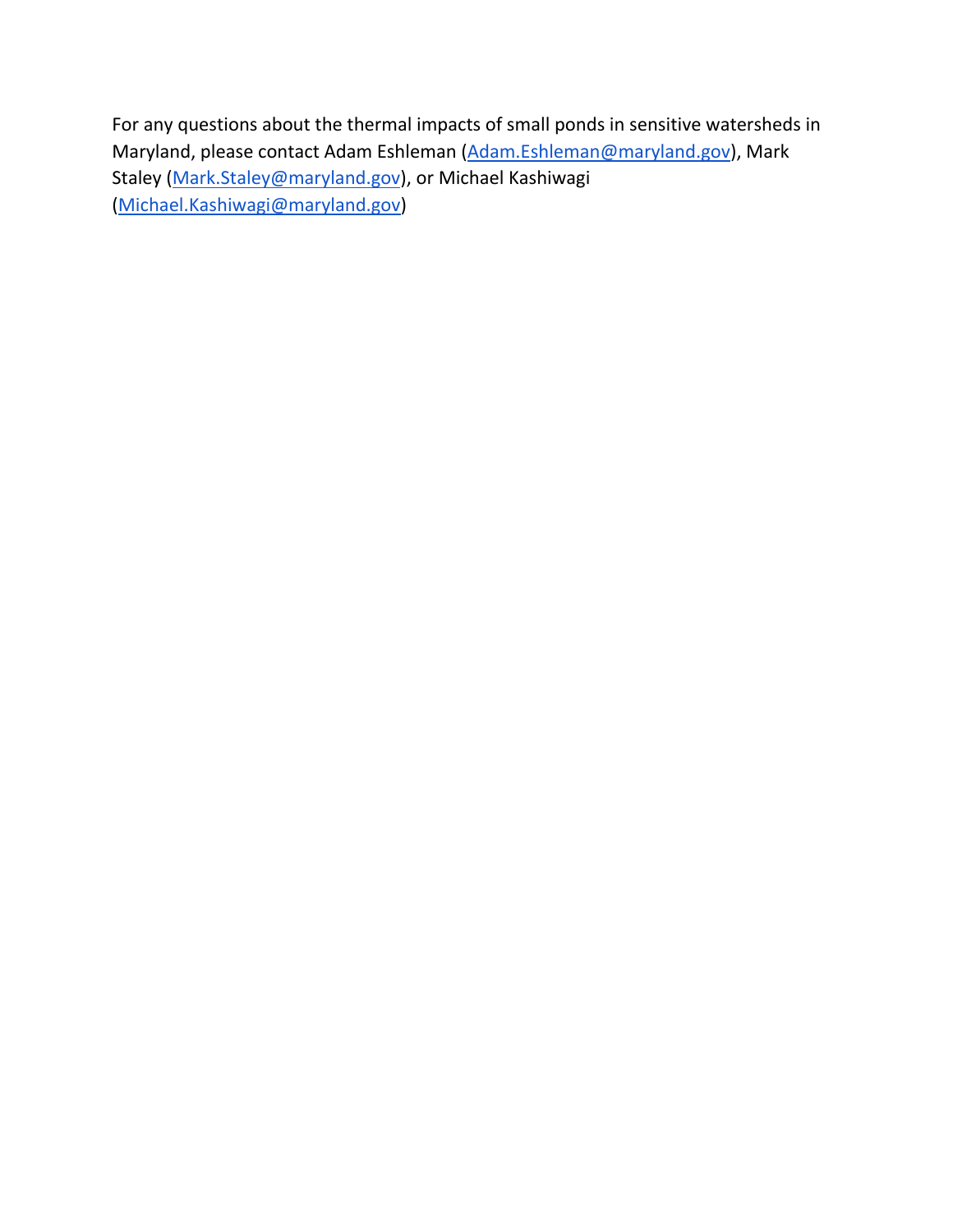For any questions about the thermal impacts of small ponds in sensitive watersheds in Maryland, please contact Adam Eshleman (Adam.Eshleman@maryland.gov), Mark Staley (Mark.Staley@maryland.gov), or Michael Kashiwagi (Michael.Kashiwagi@maryland.gov)